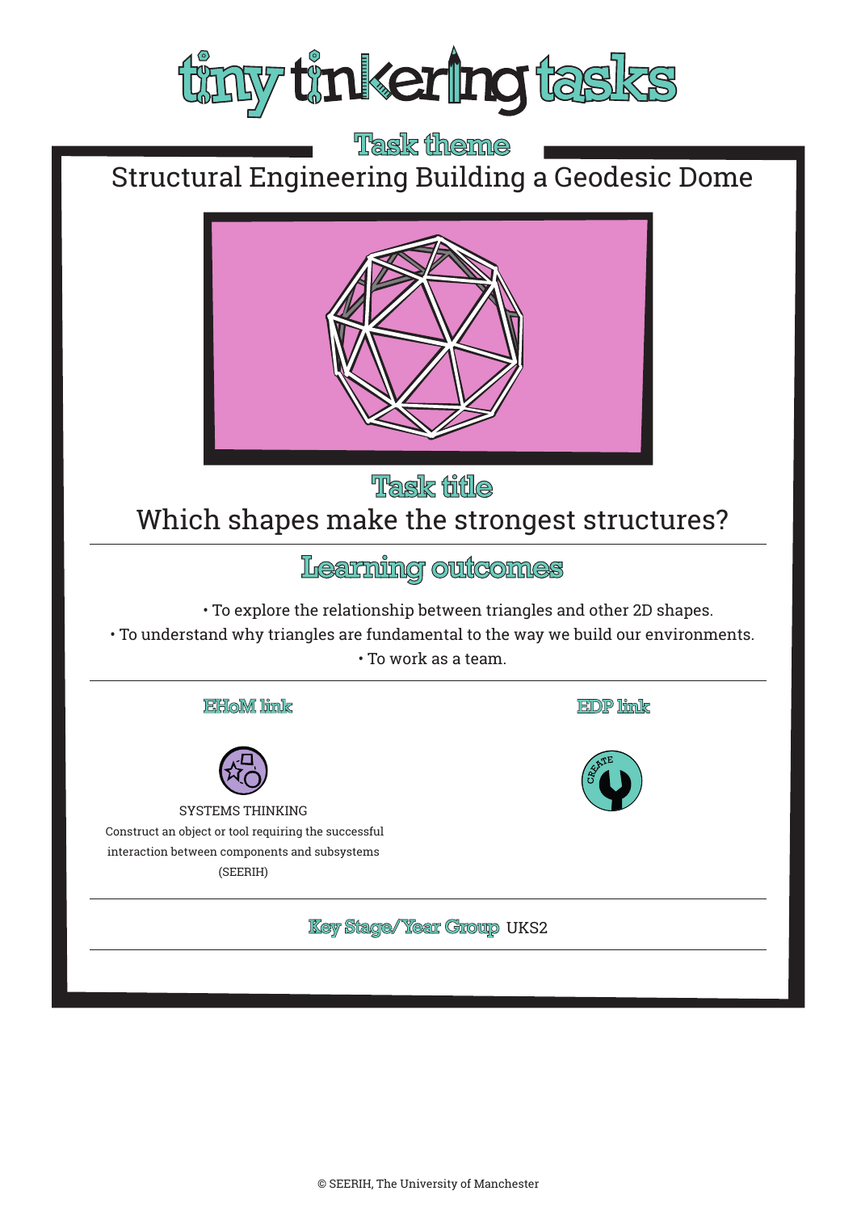# tiny tinkering tasks

## Task theme

Structural Engineering Building a Geodesic Dome

## Task title

Which shapes make the strongest structures?

## Learning outcomes

- To explore the relationship between triangles and other 2D shapes.
- To understand why triangles are fundamental to the way we build our environments.
- To work as a team.

### EHoM link

SYSTEMS THINKING

Construct an object or tool requiring the successful interaction between components and subsystems (SEERIH)

### EDP link

CREATE

**Key Stage/Year Group** UKS2

© SEERIH, The University of Manchester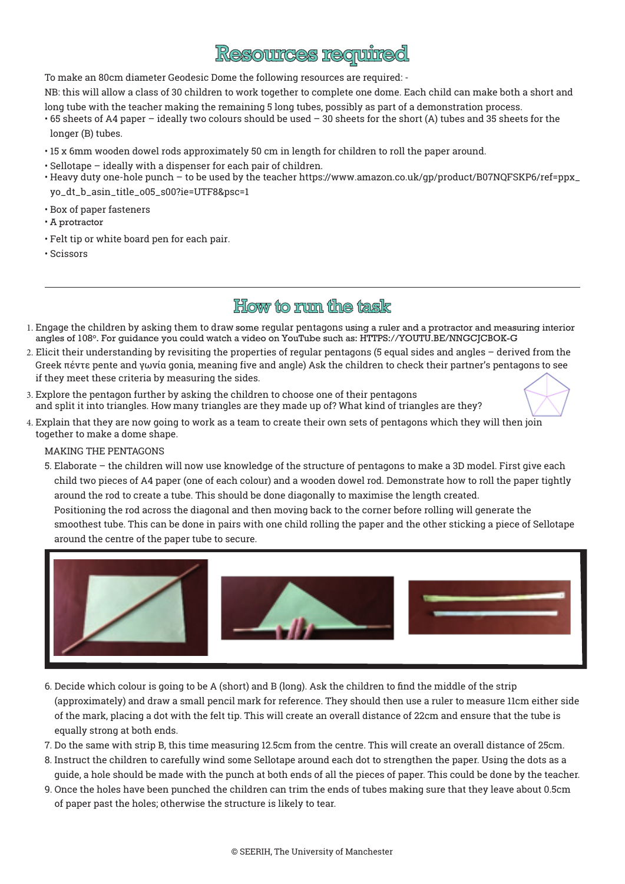# Resources required

To make an 80cm diameter Geodesic Dome the following resources are required: -

NB: this will allow a class of 30 children to work together to complete one dome. Each child can make both a short and long tube with the teacher making the remaining 5 long tubes, possibly as part of a demonstration process.

- 65 sheets of A4 paper – ideally two colours should be used – 30 sheets for the short (A) tubes and 35 sheets for the longer (B) tubes.
- 15 x 6mm wooden dowel rods approximately 50 cm in length for children to roll the paper around.
- Sellotape – ideally with a dispenser for each pair of children.
- Heavy duty one-hole punch – to be used by the teacher https://www.amazon.co.uk/gp/product/B07NQFSKP6/ref=ppx_yo_dt_b_asin_title_o05_s00?ie=UTF8&psc=1
- Box of paper fasteners
- A protractor
- Felt tip or white board pen for each pair.
- Scissors

# How to run the task

1. Engage the children by asking them to draw some regular pentagons using a ruler and a protractor and measuring interior angles of 108°. For guidance you could watch a video on YouTube such as: HTTPS://YOUTU.BE/NNGCJCBOK-G
2. Elicit their understanding by revisiting the properties of regular pentagons (5 equal sides and angles – derived from the Greek πέντε pente and γωνία gonia, meaning five and angle) Ask the children to check their partner's pentagons to see if they meet these criteria by measuring the sides.
3. Explore the pentagon further by asking the children to choose one of their pentagons and split it into triangles. How many triangles are they made up of? What kind of triangles are they?
4. Explain that they are now going to work as a team to create their own sets of pentagons which they will then join together to make a dome shape.

MAKING THE PENTAGONS

5. Elaborate – the children will now use knowledge of the structure of pentagons to make a 3D model. First give each child two pieces of A4 paper (one of each colour) and a wooden dowel rod. Demonstrate how to roll the paper tightly around the rod to create a tube. This should be done diagonally to maximise the length created.
   Positioning the rod across the diagonal and then moving back to the corner before rolling will generate the smoothest tube. This can be done in pairs with one child rolling the paper and the other sticking a piece of Sellotape around the centre of the paper tube to secure.
6. Decide which colour is going to be A (short) and B (long). Ask the children to find the middle of the strip (approximately) and draw a small pencil mark for reference. They should then use a ruler to measure 11cm either side of the mark, placing a dot with the felt tip. This will create an overall distance of 22cm and ensure that the tube is equally strong at both ends.
7. Do the same with strip B, this time measuring 12.5cm from the centre. This will create an overall distance of 25cm.
8. Instruct the children to carefully wind some Sellotape around each dot to strengthen the paper. Using the dots as a guide, a hole should be made with the punch at both ends of all the pieces of paper. This could be done by the teacher.
9. Once the holes have been punched the children can trim the ends of tubes making sure that they leave about 0.5cm of paper past the holes; otherwise the structure is likely to tear.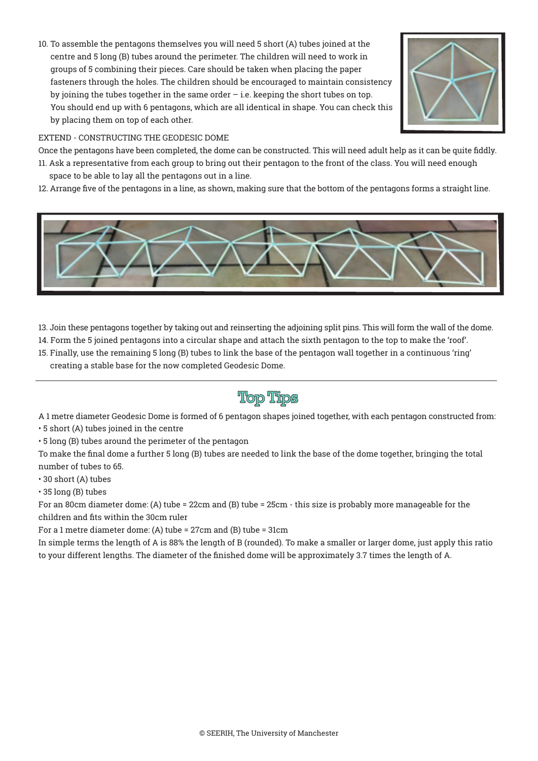10. To assemble the pentagons themselves you will need 5 short (A) tubes joined at the centre and 5 long (B) tubes around the perimeter. The children will need to work in groups of 5 combining their pieces. Care should be taken when placing the paper fasteners through the holes. The children should be encouraged to maintain consistency by joining the tubes together in the same order – i.e. keeping the short tubes on top. You should end up with 6 pentagons, which are all identical in shape. You can check this by placing them on top of each other.

EXTEND - CONSTRUCTING THE GEODESIC DOME

Once the pentagons have been completed, the dome can be constructed. This will need adult help as it can be quite fiddly.

11. Ask a representative from each group to bring out their pentagon to the front of the class. You will need enough space to be able to lay all the pentagons out in a line.
12. Arrange five of the pentagons in a line, as shown, making sure that the bottom of the pentagons forms a straight line.
13. Join these pentagons together by taking out and reinserting the adjoining split pins. This will form the wall of the dome.
14. Form the 5 joined pentagons into a circular shape and attach the sixth pentagon to the top to make the 'roof'.
15. Finally, use the remaining 5 long (B) tubes to link the base of the pentagon wall together in a continuous 'ring' creating a stable base for the now completed Geodesic Dome.

---

## Top Tips

A 1 metre diameter Geodesic Dome is formed of 6 pentagon shapes joined together, with each pentagon constructed from:

- 5 short (A) tubes joined in the centre
- 5 long (B) tubes around the perimeter of the pentagon

To make the final dome a further 5 long (B) tubes are needed to link the base of the dome together, bringing the total number of tubes to 65.

- 30 short (A) tubes
- 35 long (B) tubes

For an 80cm diameter dome: (A) tube = 22cm and (B) tube = 25cm - this size is probably more manageable for the children and fits within the 30cm ruler

For a 1 metre diameter dome: (A) tube = 27cm and (B) tube = 31cm

In simple terms the length of A is 88% the length of B (rounded). To make a smaller or larger dome, just apply this ratio to your different lengths. The diameter of the finished dome will be approximately 3.7 times the length of A.

© SEERIH, The University of Manchester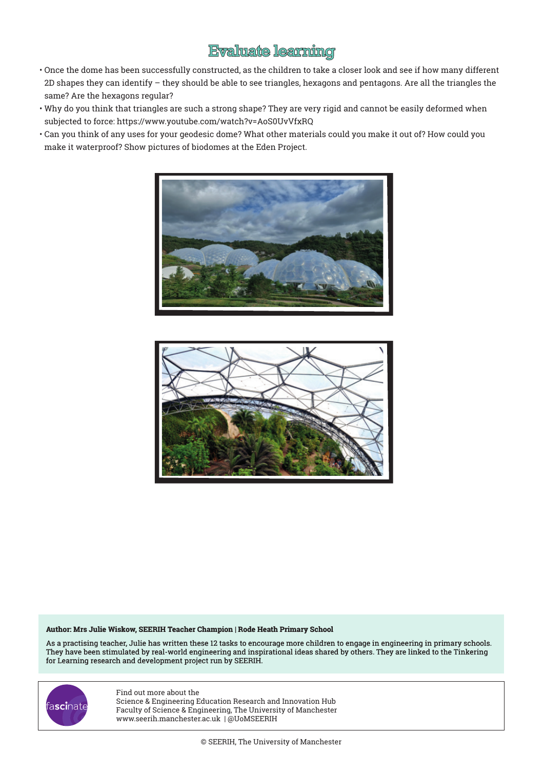# Evaluate learning

- Once the dome has been successfully constructed, as the children to take a closer look and see if how many different 2D shapes they can identify – they should be able to see triangles, hexagons and pentagons. Are all the triangles the same? Are the hexagons regular?
- Why do you think that triangles are such a strong shape? They are very rigid and cannot be easily deformed when subjected to force: https://www.youtube.com/watch?v=AoS0UvVfxRQ
- Can you think of any uses for your geodesic dome? What other materials could you make it out of? How could you make it waterproof? Show pictures of biodomes at the Eden Project.

**Author: Mrs Julie Wiskow, SEERIH Teacher Champion | Rode Heath Primary School**

As a practising teacher, Julie has written these 12 tasks to encourage more children to engage in engineering in primary schools. They have been stimulated by real-world engineering and inspirational ideas shared by others. They are linked to the Tinkering for Learning research and development project run by SEERIH.

Find out more about the
Science & Engineering Education Research and Innovation Hub
Faculty of Science & Engineering, The University of Manchester
www.seerih.manchester.ac.uk | @UoMSEERIH

© SEERIH, The University of Manchester